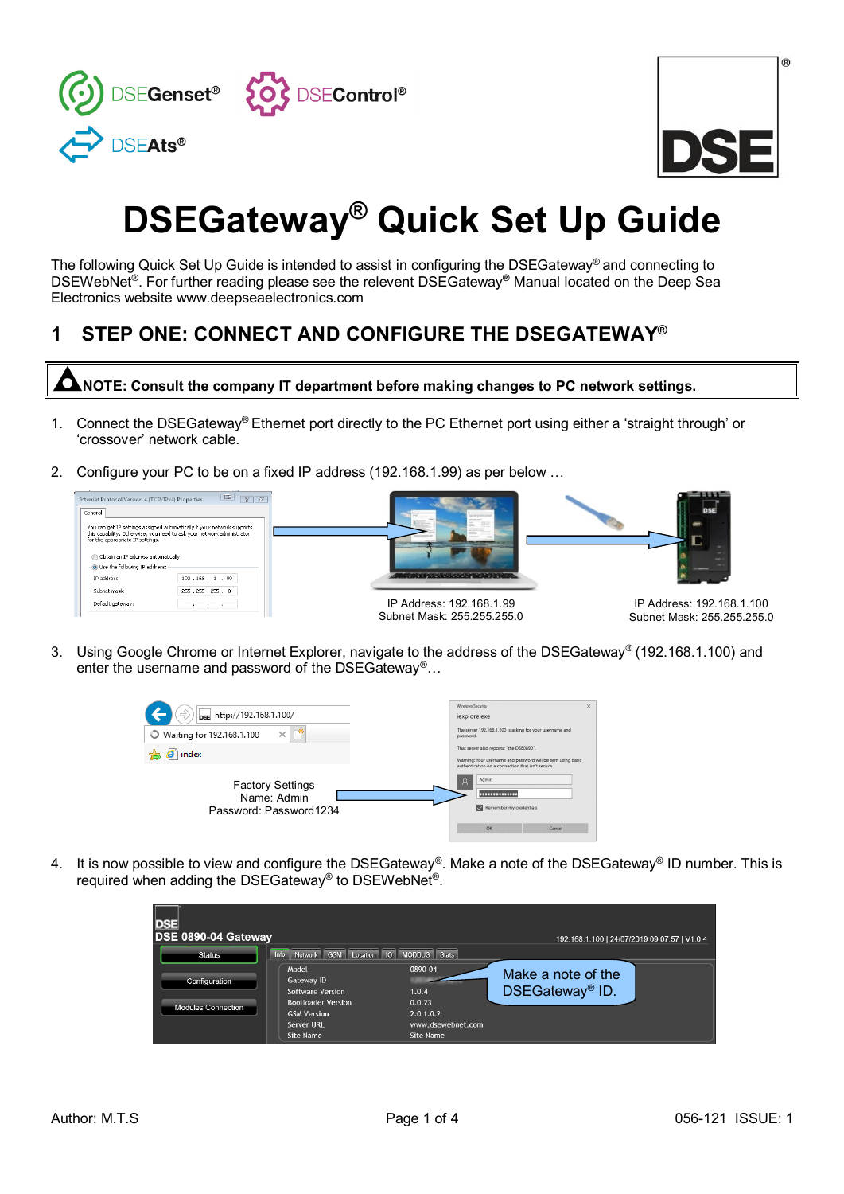DSEGenset® DSEControl® DSEAts®

# DSEGateway® Quick Set Up Guide

The following Quick Set Up Guide is intended to assist in configuring the DSEGateway® and connecting to DSEWebNet®. For further reading please see the relevent DSEGateway® Manual located on the Deep Sea Electronics website www.deepseaelectronics.com

## 1 STEP ONE: CONNECT AND CONFIGURE THE DSEGATEWAY®

**NOTE: Consult the company IT department before making changes to PC network settings.**

1. Connect the DSEGateway® Ethernet port directly to the PC Ethernet port using either a 'straight through' or 'crossover' network cable.

2. Configure your PC to be on a fixed IP address (192.168.1.99) as per below …

IP Address: 192.168.1.99
Subnet Mask: 255.255.255.0

IP Address: 192.168.1.100
Subnet Mask: 255.255.255.0

3. Using Google Chrome or Internet Explorer, navigate to the address of the DSEGateway® (192.168.1.100) and enter the username and password of the DSEGateway®…

Factory Settings
Name: Admin
Password: Password1234

4. It is now possible to view and configure the DSEGateway®. Make a note of the DSEGateway® ID number. This is required when adding the DSEGateway® to DSEWebNet®.

Make a note of the DSEGateway® ID.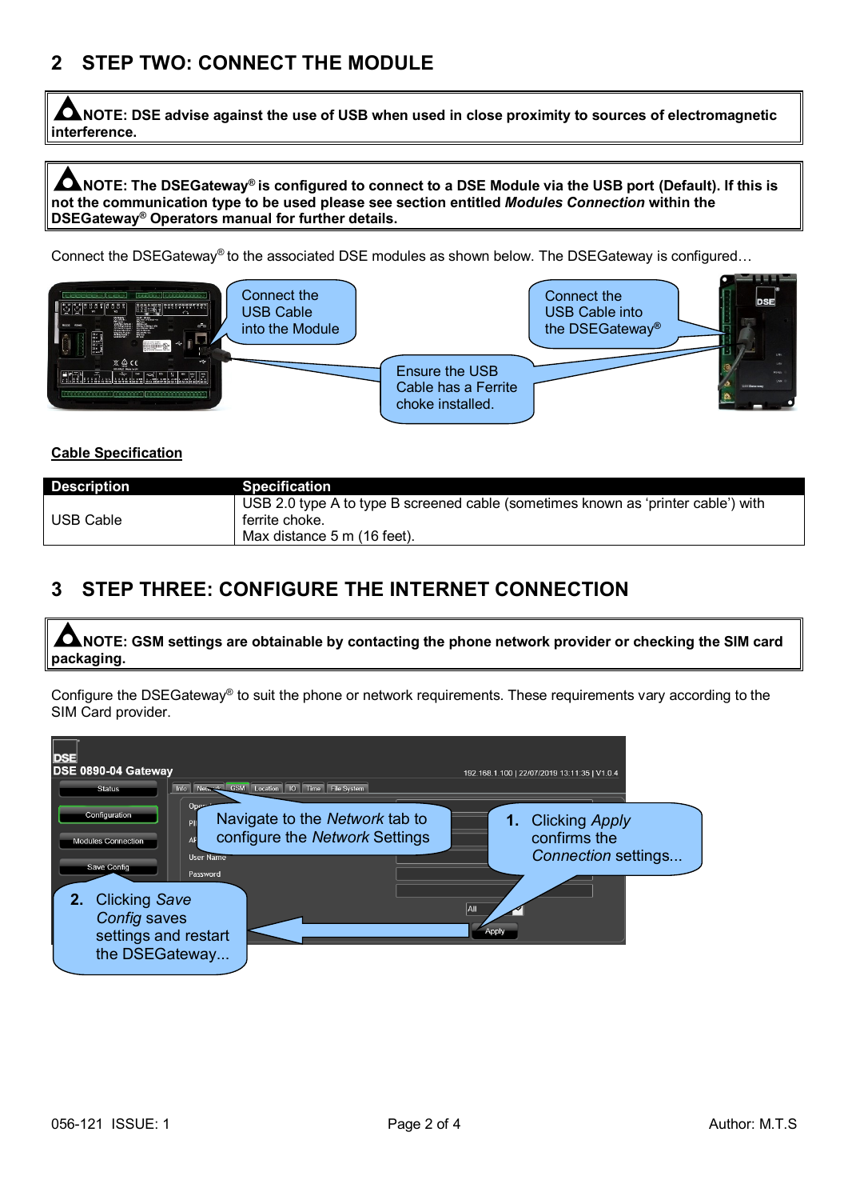## 2 STEP TWO: CONNECT THE MODULE

> **NOTE: DSE advise against the use of USB when used in close proximity to sources of electromagnetic interference.**

> **NOTE: The DSEGateway® is configured to connect to a DSE Module via the USB port (Default). If this is not the communication type to be used please see section entitled *Modules Connection* within the DSEGateway® Operators manual for further details.**

Connect the DSEGateway® to the associated DSE modules as shown below. The DSEGateway is configured…

Connect the USB Cable into the Module

Connect the USB Cable into the DSEGateway®

Ensure the USB Cable has a Ferrite choke installed.

**Cable Specification**

| Description | Specification |
|---|---|
| USB Cable | USB 2.0 type A to type B screened cable (sometimes known as 'printer cable') with ferrite choke.<br>Max distance 5 m (16 feet). |

## 3 STEP THREE: CONFIGURE THE INTERNET CONNECTION

> **NOTE: GSM settings are obtainable by contacting the phone network provider or checking the SIM card packaging.**

Configure the DSEGateway® to suit the phone or network requirements. These requirements vary according to the SIM Card provider.

Navigate to the *Network* tab to configure the *Network* Settings

1. Clicking *Apply* confirms the *Connection* settings...

2. Clicking *Save Config* saves settings and restart the DSEGateway...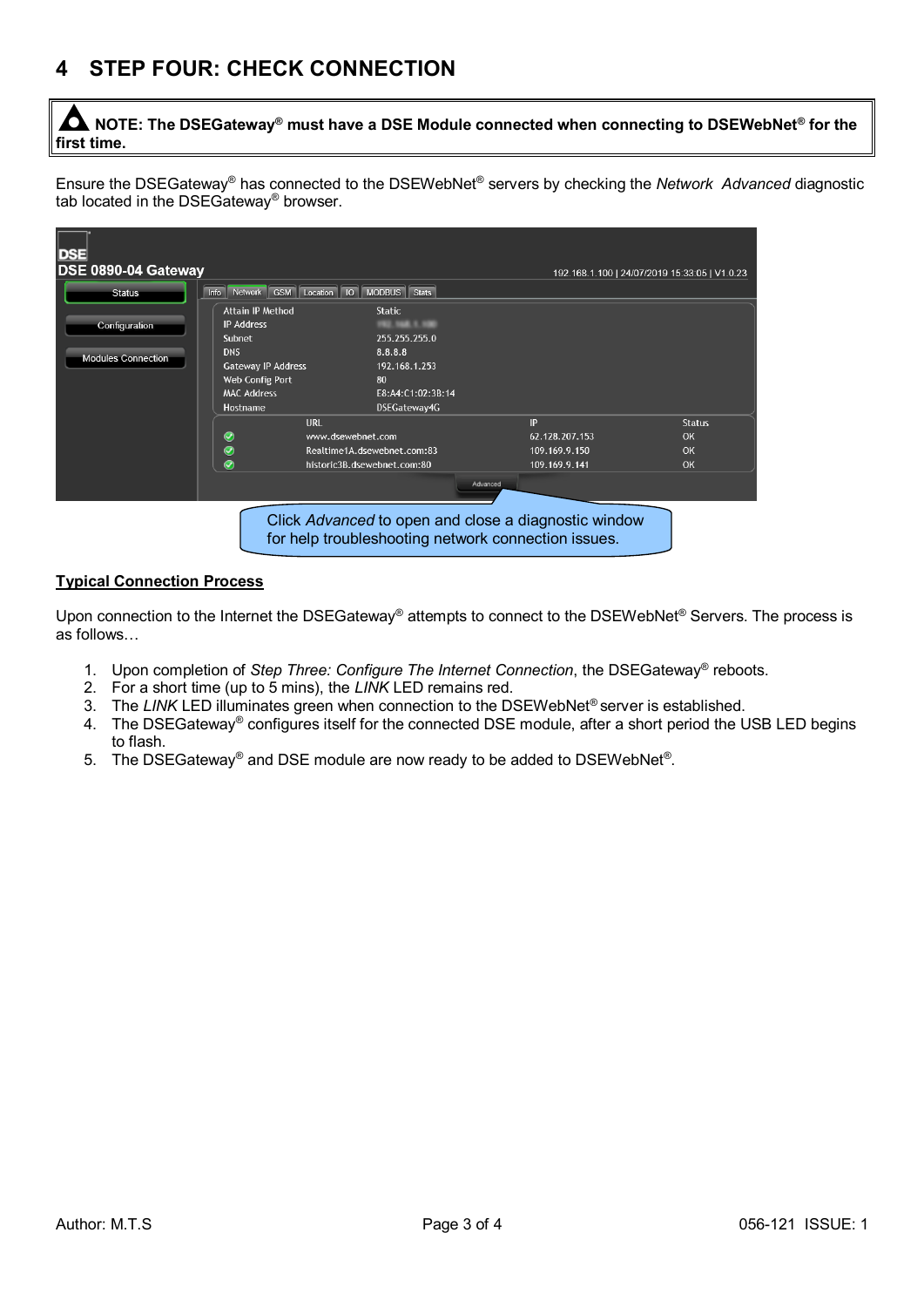# 4 STEP FOUR: CHECK CONNECTION

> ⚠ **NOTE: The DSEGateway® must have a DSE Module connected when connecting to DSEWebNet® for the first time.**

Ensure the DSEGateway® has connected to the DSEWebNet® servers by checking the *Network Advanced* diagnostic tab located in the DSEGateway® browser.

Click *Advanced* to open and close a diagnostic window for help troubleshooting network connection issues.

## Typical Connection Process

Upon connection to the Internet the DSEGateway® attempts to connect to the DSEWebNet® Servers. The process is as follows…

1. Upon completion of *Step Three: Configure The Internet Connection*, the DSEGateway® reboots.
2. For a short time (up to 5 mins), the *LINK* LED remains red.
3. The *LINK* LED illuminates green when connection to the DSEWebNet® server is established.
4. The DSEGateway® configures itself for the connected DSE module, after a short period the USB LED begins to flash.
5. The DSEGateway® and DSE module are now ready to be added to DSEWebNet®.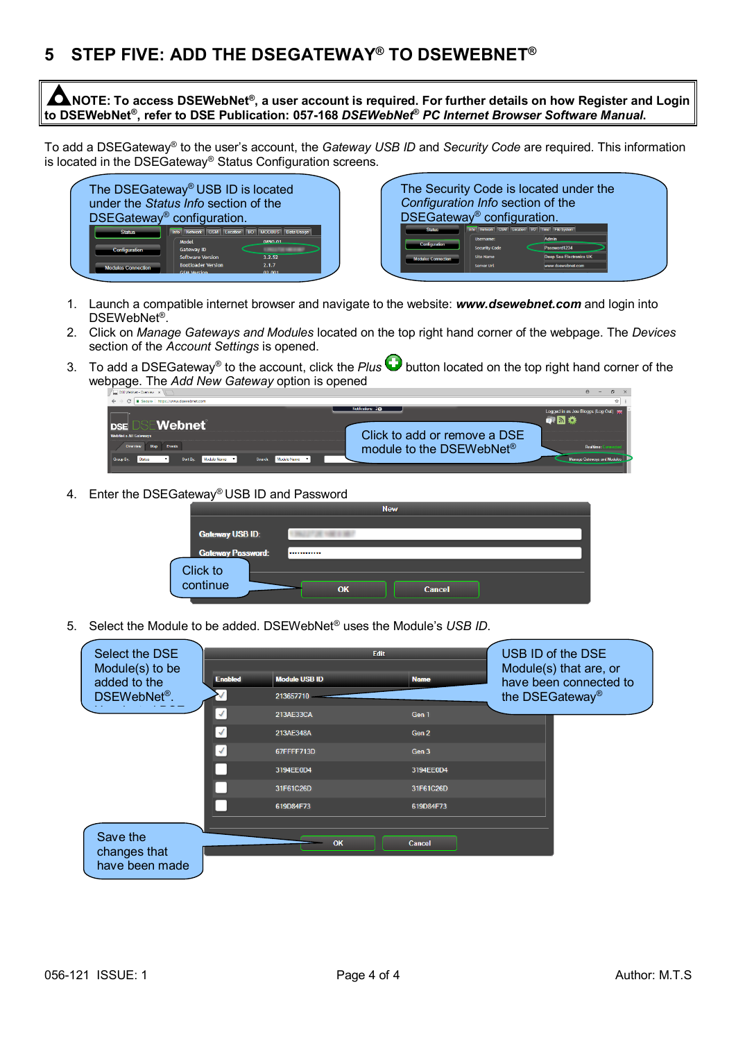# 5 STEP FIVE: ADD THE DSEGATEWAY® TO DSEWEBNET®

> **NOTE: To access DSEWebNet®, a user account is required. For further details on how Register and Login to DSEWebNet®, refer to DSE Publication: 057-168 *DSEWebNet® PC Internet Browser Software Manual*.**

To add a DSEGateway® to the user's account, the *Gateway USB ID* and *Security Code* are required. This information is located in the DSEGateway® Status Configuration screens.

The DSEGateway® USB ID is located under the *Status Info* section of the DSEGateway® configuration.

The Security Code is located under the *Configuration Info* section of the DSEGateway® configuration.

1. Launch a compatible internet browser and navigate to the website: ***www.dsewebnet.com*** and login into DSEWebNet®.
2. Click on *Manage Gateways and Modules* located on the top right hand corner of the webpage. The *Devices* section of the *Account Settings* is opened.
3. To add a DSEGateway® to the account, click the *Plus* button located on the top right hand corner of the webpage. The *Add New Gateway* option is opened

   Click to add or remove a DSE module to the DSEWebNet®

4. Enter the DSEGateway® USB ID and Password

   Click to continue

5. Select the Module to be added. DSEWebNet® uses the Module's *USB ID*.

   Select the DSE Module(s) to be added to the DSEWebNet®.

   USB ID of the DSE Module(s) that are, or have been connected to the DSEGateway®

   Save the changes that have been made